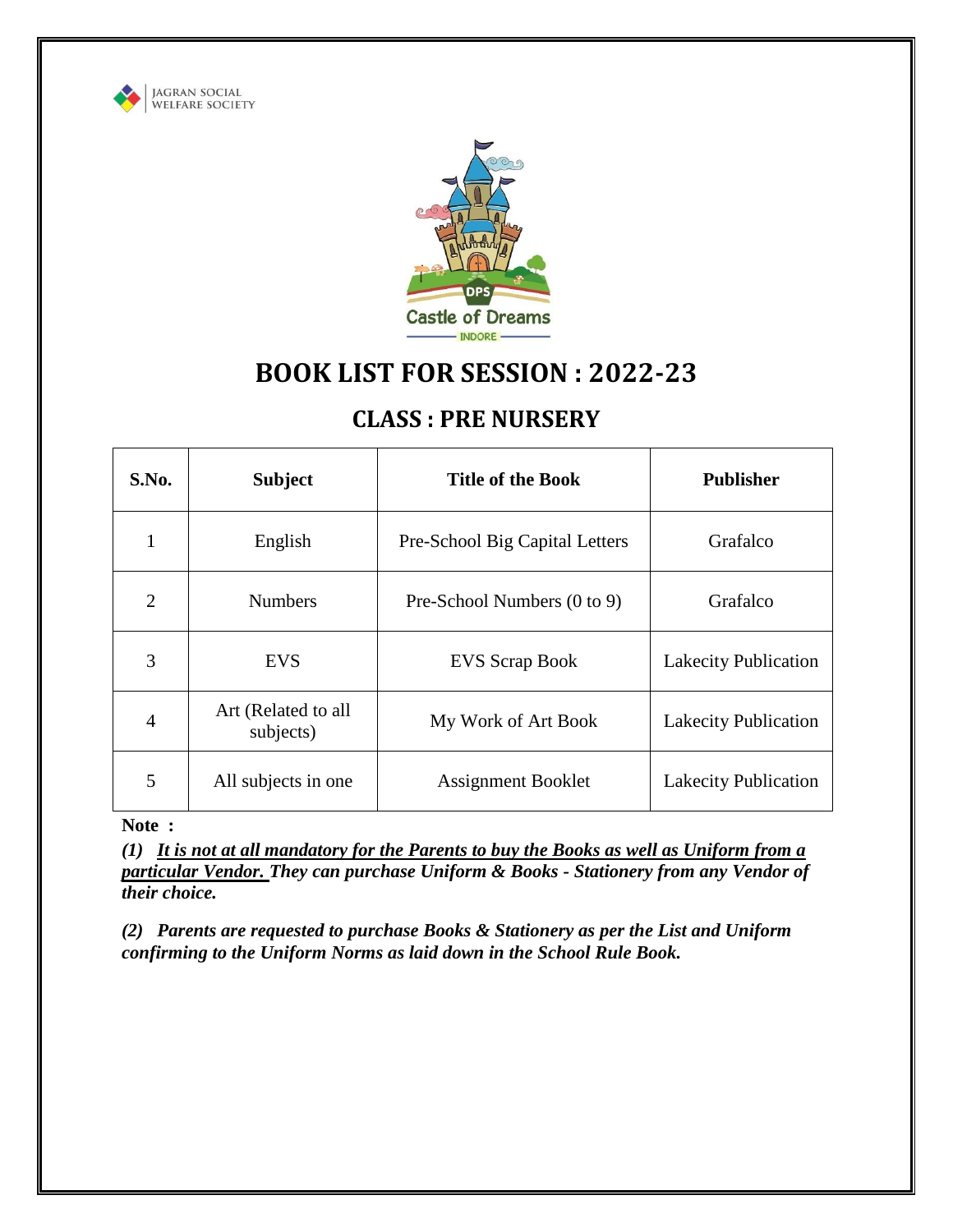JAGRAN SOCIAL WELFARE SOCIETY

DPS Castle of Dreams INDORE

# BOOK LIST FOR SESSION : 2022-23

## CLASS : PRE NURSERY

| S.No. | Subject | Title of the Book | Publisher |
|---|---|---|---|
| 1 | English | Pre-School Big Capital Letters | Grafalco |
| 2 | Numbers | Pre-School Numbers (0 to 9) | Grafalco |
| 3 | EVS | EVS Scrap Book | Lakecity Publication |
| 4 | Art (Related to all subjects) | My Work of Art Book | Lakecity Publication |
| 5 | All subjects in one | Assignment Booklet | Lakecity Publication |

**Note :**

***(1) It is not at all mandatory for the Parents to buy the Books as well as Uniform from a particular Vendor. They can purchase Uniform & Books - Stationery from any Vendor of their choice.***

***(2) Parents are requested to purchase Books & Stationery as per the List and Uniform confirming to the Uniform Norms as laid down in the School Rule Book.***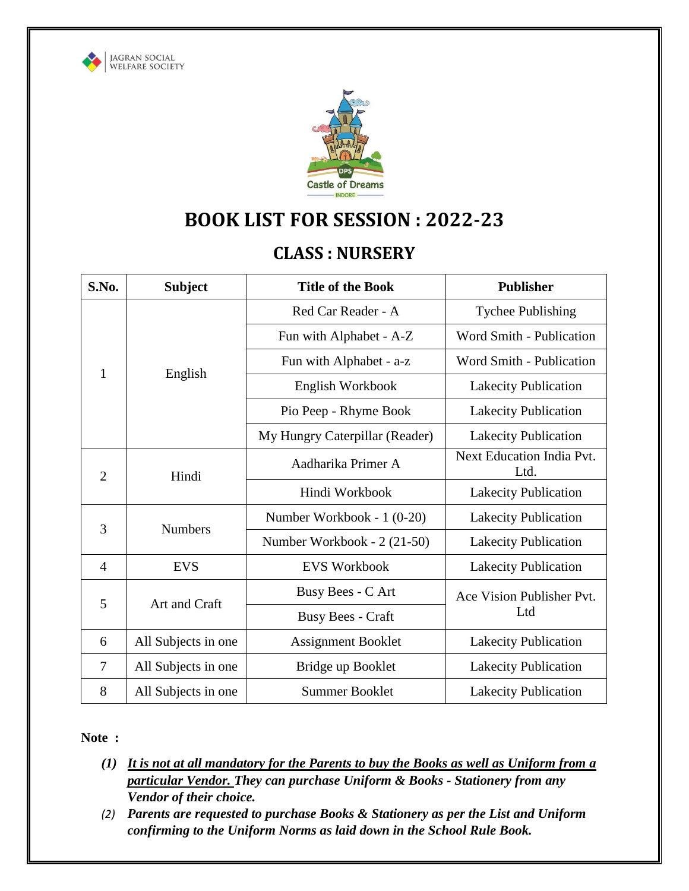JAGRAN SOCIAL WELFARE SOCIETY

DPS Castle of Dreams INDORE

# BOOK LIST FOR SESSION : 2022-23

## CLASS : NURSERY

| S.No. | Subject | Title of the Book | Publisher |
|---|---|---|---|
| 1 | English | Red Car Reader - A | Tychee Publishing |
| | | Fun with Alphabet - A-Z | Word Smith - Publication |
| | | Fun with Alphabet - a-z | Word Smith - Publication |
| | | English Workbook | Lakecity Publication |
| | | Pio Peep - Rhyme Book | Lakecity Publication |
| | | My Hungry Caterpillar (Reader) | Lakecity Publication |
| 2 | Hindi | Aadharika Primer A | Next Education India Pvt. Ltd. |
| | | Hindi Workbook | Lakecity Publication |
| 3 | Numbers | Number Workbook - 1 (0-20) | Lakecity Publication |
| | | Number Workbook - 2 (21-50) | Lakecity Publication |
| 4 | EVS | EVS Workbook | Lakecity Publication |
| 5 | Art and Craft | Busy Bees - C Art | Ace Vision Publisher Pvt. Ltd |
| | | Busy Bees - Craft | |
| 6 | All Subjects in one | Assignment Booklet | Lakecity Publication |
| 7 | All Subjects in one | Bridge up Booklet | Lakecity Publication |
| 8 | All Subjects in one | Summer Booklet | Lakecity Publication |

**Note :**

1. ***It is not at all mandatory for the Parents to buy the Books as well as Uniform from a particular Vendor. They can purchase Uniform & Books - Stationery from any Vendor of their choice.***
2. ***Parents are requested to purchase Books & Stationery as per the List and Uniform confirming to the Uniform Norms as laid down in the School Rule Book.***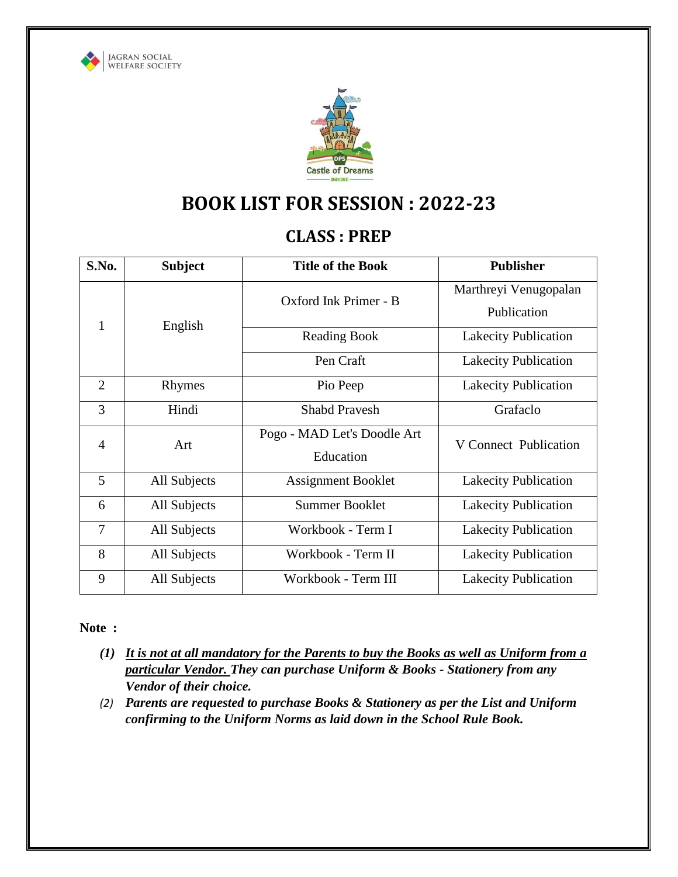JAGRAN SOCIAL WELFARE SOCIETY

# BOOK LIST FOR SESSION : 2022-23

## CLASS : PREP

| S.No. | Subject | Title of the Book | Publisher |
|---|---|---|---|
| 1 | English | Oxford Ink Primer - B | Marthreyi Venugopalan Publication |
| | | Reading Book | Lakecity Publication |
| | | Pen Craft | Lakecity Publication |
| 2 | Rhymes | Pio Peep | Lakecity Publication |
| 3 | Hindi | Shabd Pravesh | Grafaclo |
| 4 | Art | Pogo - MAD Let's Doodle Art Education | V Connect Publication |
| 5 | All Subjects | Assignment Booklet | Lakecity Publication |
| 6 | All Subjects | Summer Booklet | Lakecity Publication |
| 7 | All Subjects | Workbook - Term I | Lakecity Publication |
| 8 | All Subjects | Workbook - Term II | Lakecity Publication |
| 9 | All Subjects | Workbook - Term III | Lakecity Publication |

**Note :**

1. ***It is not at all mandatory for the Parents to buy the Books as well as Uniform from a particular Vendor.*** ***They can purchase Uniform & Books - Stationery from any Vendor of their choice.***
2. ***Parents are requested to purchase Books & Stationery as per the List and Uniform confirming to the Uniform Norms as laid down in the School Rule Book.***